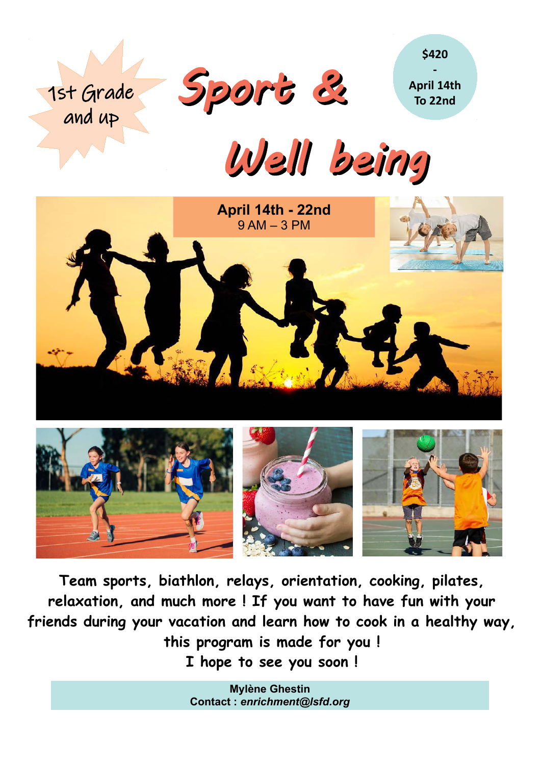1st Grade and up

# Sport & Well being

**$420**
**-**
**April 14th To 22nd**

**April 14th - 22nd**
9 AM – 3 PM

**Team sports, biathlon, relays, orientation, cooking, pilates, relaxation, and much more ! If you want to have fun with your friends during your vacation and learn how to cook in a healthy way, this program is made for you !**
**I hope to see you soon !**

**Mylène Ghestin**
**Contact :** ***enrichment@lsfd.org***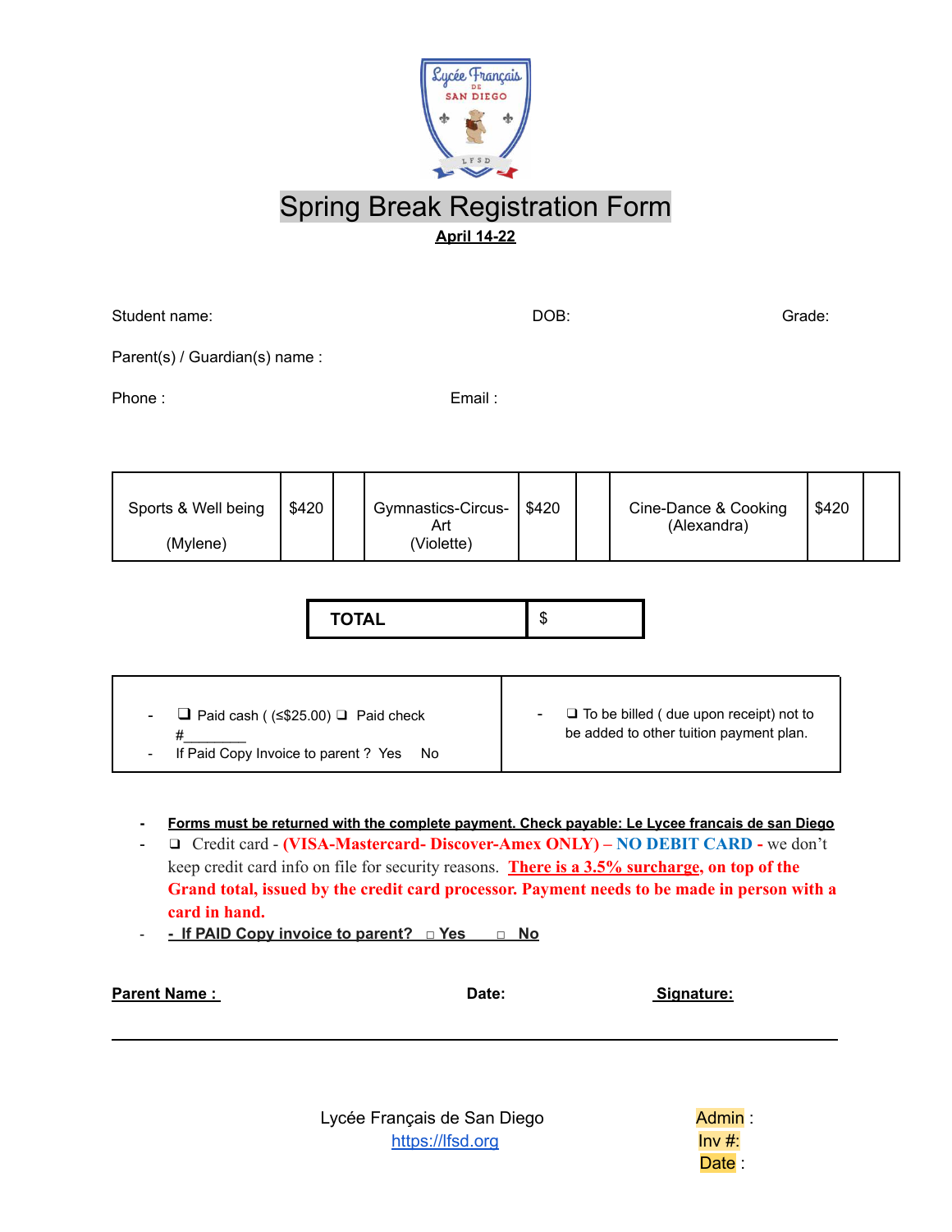# Spring Break Registration Form

**April 14-22**

Student name: DOB: Grade:

Parent(s) / Guardian(s) name :

Phone : Email :

| | | | | | | | | |
|---|---|---|---|---|---|---|---|---|
| Sports & Well being (Mylene) | $420 | | Gymnastics-Circus-Art (Violette) | $420 | | Cine-Dance & Cooking (Alexandra) | $420 | |

| | |
|---|---|
| **TOTAL** | $ |

| | |
|---|---|
| - ❑ Paid cash ( (≤$25.00) ❑ Paid check #________<br>- If Paid Copy Invoice to parent ? Yes No | - ❑ To be billed ( due upon receipt) not to be added to other tuition payment plan. |

- **Forms must be returned with the complete payment. Check payable: Le Lycee francais de san Diego**
- ❑ Credit card - **(VISA-Mastercard- Discover-Amex ONLY)** – **NO DEBIT CARD** - we don't keep credit card info on file for security reasons. **There is a 3.5% surcharge, on top of the Grand total, issued by the credit card processor. Payment needs to be made in person with a card in hand.**
- **- If PAID Copy invoice to parent? □ Yes □ No**

**Parent Name :** **Date:** **Signature:**

Lycée Français de San Diego
https://lfsd.org

Admin :
Inv #:
Date :